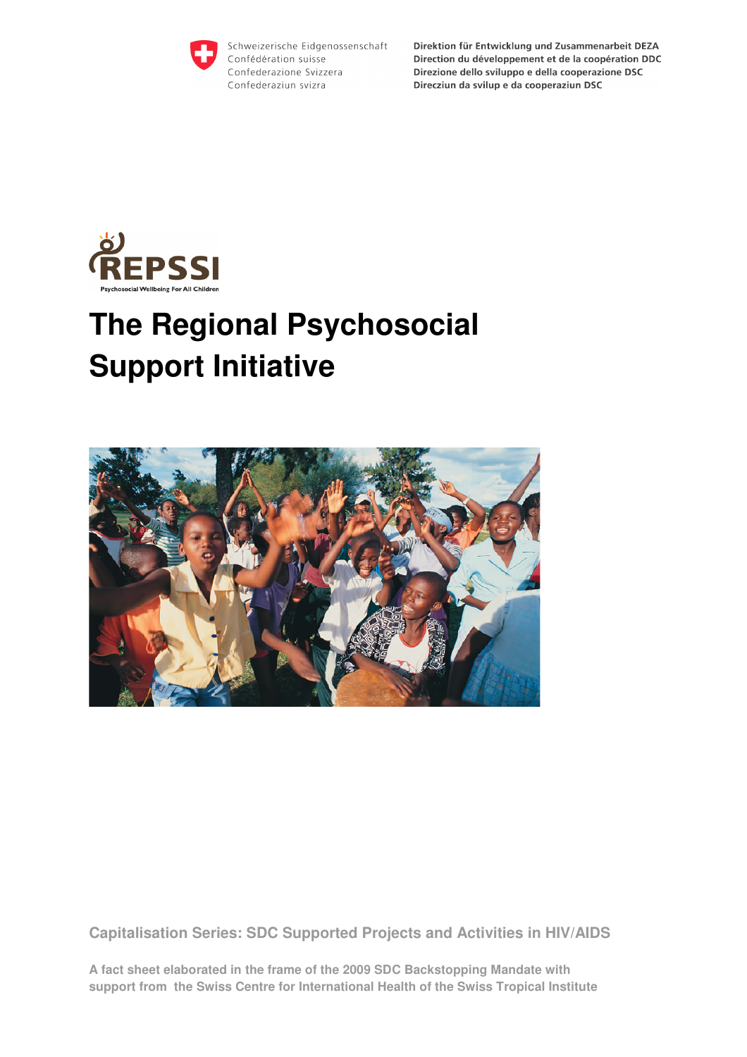Schweizerische Eidgenossenschaft
Confédération suisse
Confederazione Svizzera
Confederaziun svizra

**Direktion für Entwicklung und Zusammenarbeit DEZA**
**Direction du développement et de la coopération DDC**
**Direzione dello sviluppo e della cooperazione DSC**
**Direcziun da svilup e da cooperaziun DSC**

REPSSI
Psychosocial Wellbeing For All Children

# The Regional Psychosocial Support Initiative

**Capitalisation Series: SDC Supported Projects and Activities in HIV/AIDS**

**A fact sheet elaborated in the frame of the 2009 SDC Backstopping Mandate with support from the Swiss Centre for International Health of the Swiss Tropical Institute**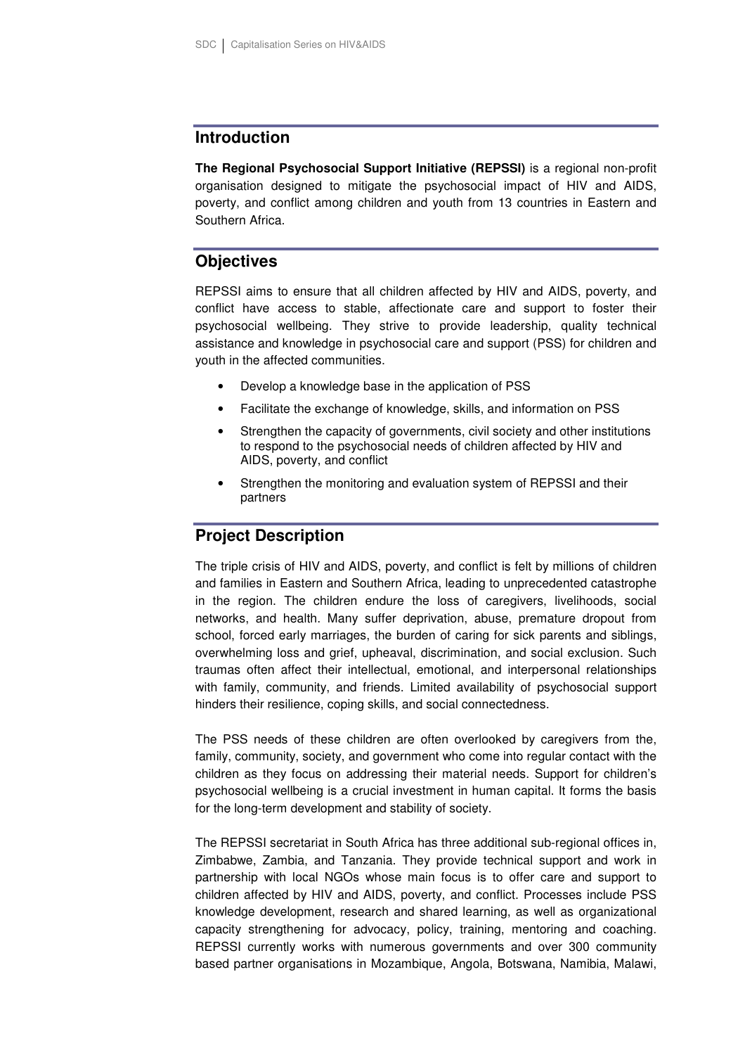## Introduction

**The Regional Psychosocial Support Initiative (REPSSI)** is a regional non-profit organisation designed to mitigate the psychosocial impact of HIV and AIDS, poverty, and conflict among children and youth from 13 countries in Eastern and Southern Africa.

## Objectives

REPSSI aims to ensure that all children affected by HIV and AIDS, poverty, and conflict have access to stable, affectionate care and support to foster their psychosocial wellbeing. They strive to provide leadership, quality technical assistance and knowledge in psychosocial care and support (PSS) for children and youth in the affected communities.

- Develop a knowledge base in the application of PSS
- Facilitate the exchange of knowledge, skills, and information on PSS
- Strengthen the capacity of governments, civil society and other institutions to respond to the psychosocial needs of children affected by HIV and AIDS, poverty, and conflict
- Strengthen the monitoring and evaluation system of REPSSI and their partners

## Project Description

The triple crisis of HIV and AIDS, poverty, and conflict is felt by millions of children and families in Eastern and Southern Africa, leading to unprecedented catastrophe in the region. The children endure the loss of caregivers, livelihoods, social networks, and health. Many suffer deprivation, abuse, premature dropout from school, forced early marriages, the burden of caring for sick parents and siblings, overwhelming loss and grief, upheaval, discrimination, and social exclusion. Such traumas often affect their intellectual, emotional, and interpersonal relationships with family, community, and friends. Limited availability of psychosocial support hinders their resilience, coping skills, and social connectedness.

The PSS needs of these children are often overlooked by caregivers from the, family, community, society, and government who come into regular contact with the children as they focus on addressing their material needs. Support for children's psychosocial wellbeing is a crucial investment in human capital. It forms the basis for the long-term development and stability of society.

The REPSSI secretariat in South Africa has three additional sub-regional offices in, Zimbabwe, Zambia, and Tanzania. They provide technical support and work in partnership with local NGOs whose main focus is to offer care and support to children affected by HIV and AIDS, poverty, and conflict. Processes include PSS knowledge development, research and shared learning, as well as organizational capacity strengthening for advocacy, policy, training, mentoring and coaching. REPSSI currently works with numerous governments and over 300 community based partner organisations in Mozambique, Angola, Botswana, Namibia, Malawi,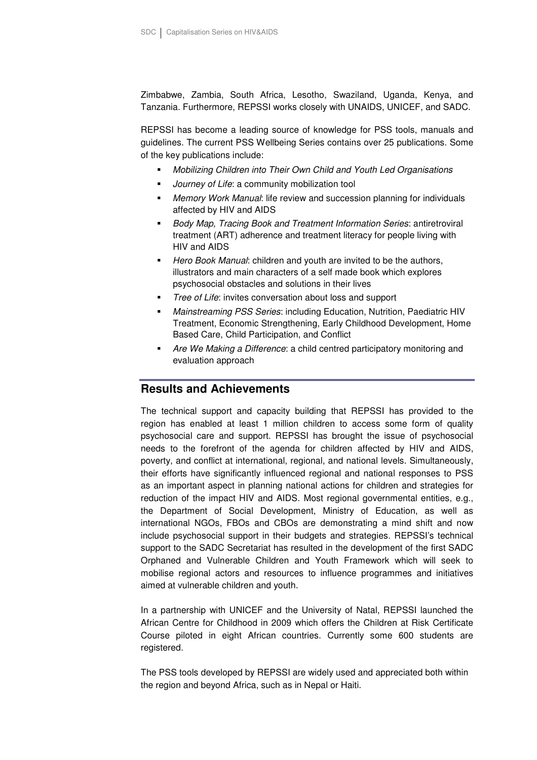Zimbabwe, Zambia, South Africa, Lesotho, Swaziland, Uganda, Kenya, and Tanzania. Furthermore, REPSSI works closely with UNAIDS, UNICEF, and SADC.

REPSSI has become a leading source of knowledge for PSS tools, manuals and guidelines. The current PSS Wellbeing Series contains over 25 publications. Some of the key publications include:

- *Mobilizing Children into Their Own Child and Youth Led Organisations*
- *Journey of Life*: a community mobilization tool
- *Memory Work Manual*: life review and succession planning for individuals affected by HIV and AIDS
- *Body Map, Tracing Book and Treatment Information Series*: antiretroviral treatment (ART) adherence and treatment literacy for people living with HIV and AIDS
- *Hero Book Manual*: children and youth are invited to be the authors, illustrators and main characters of a self made book which explores psychosocial obstacles and solutions in their lives
- *Tree of Life*: invites conversation about loss and support
- *Mainstreaming PSS Series*: including Education, Nutrition, Paediatric HIV Treatment, Economic Strengthening, Early Childhood Development, Home Based Care, Child Participation, and Conflict
- *Are We Making a Difference*: a child centred participatory monitoring and evaluation approach

## Results and Achievements

The technical support and capacity building that REPSSI has provided to the region has enabled at least 1 million children to access some form of quality psychosocial care and support. REPSSI has brought the issue of psychosocial needs to the forefront of the agenda for children affected by HIV and AIDS, poverty, and conflict at international, regional, and national levels. Simultaneously, their efforts have significantly influenced regional and national responses to PSS as an important aspect in planning national actions for children and strategies for reduction of the impact HIV and AIDS. Most regional governmental entities, e.g., the Department of Social Development, Ministry of Education, as well as international NGOs, FBOs and CBOs are demonstrating a mind shift and now include psychosocial support in their budgets and strategies. REPSSI's technical support to the SADC Secretariat has resulted in the development of the first SADC Orphaned and Vulnerable Children and Youth Framework which will seek to mobilise regional actors and resources to influence programmes and initiatives aimed at vulnerable children and youth.

In a partnership with UNICEF and the University of Natal, REPSSI launched the African Centre for Childhood in 2009 which offers the Children at Risk Certificate Course piloted in eight African countries. Currently some 600 students are registered.

The PSS tools developed by REPSSI are widely used and appreciated both within the region and beyond Africa, such as in Nepal or Haiti.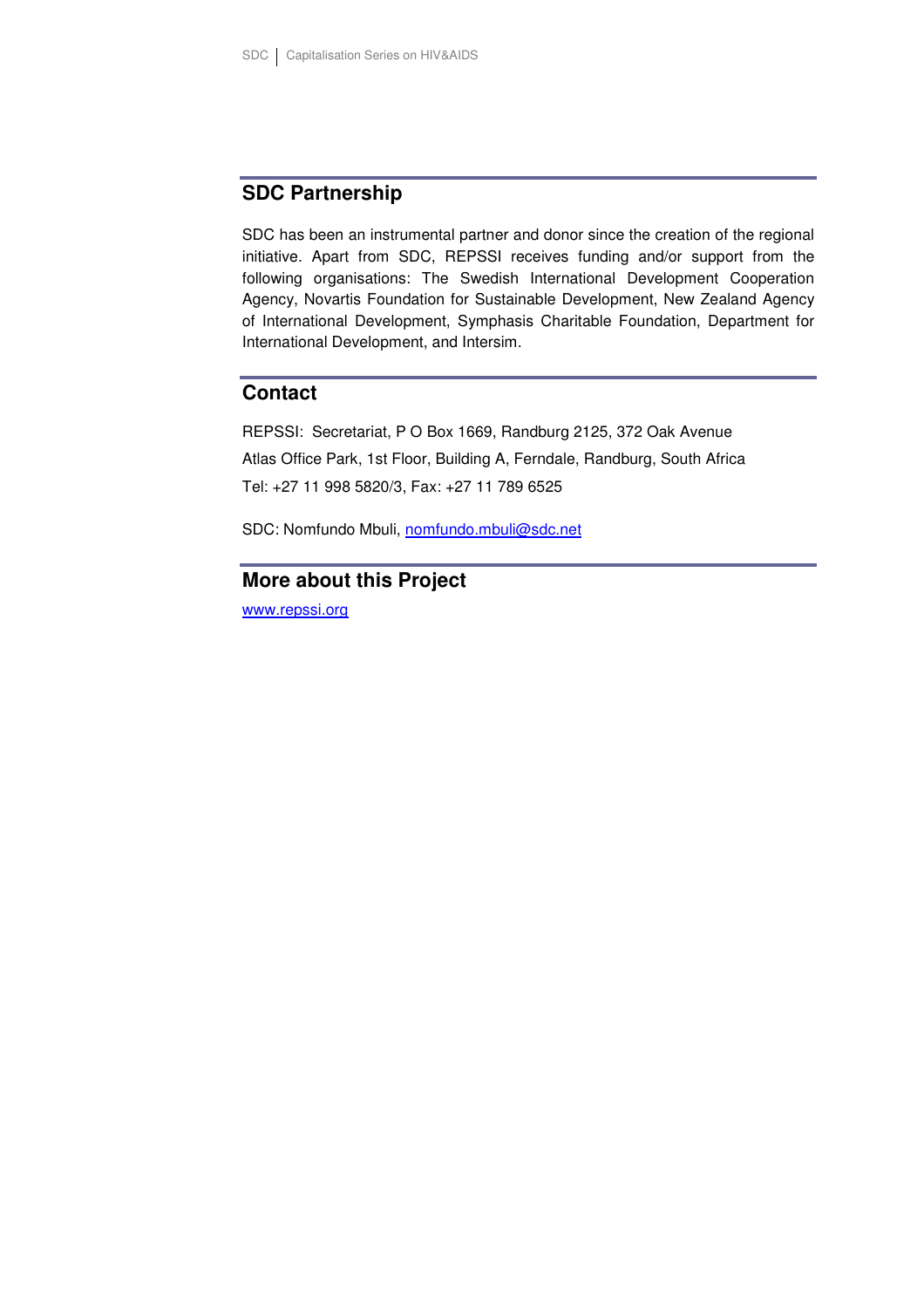## SDC Partnership

SDC has been an instrumental partner and donor since the creation of the regional initiative. Apart from SDC, REPSSI receives funding and/or support from the following organisations: The Swedish International Development Cooperation Agency, Novartis Foundation for Sustainable Development, New Zealand Agency of International Development, Symphasis Charitable Foundation, Department for International Development, and Intersim.

## Contact

REPSSI: Secretariat, P O Box 1669, Randburg 2125, 372 Oak Avenue

Atlas Office Park, 1st Floor, Building A, Ferndale, Randburg, South Africa

Tel: +27 11 998 5820/3, Fax: +27 11 789 6525

SDC: Nomfundo Mbuli, nomfundo.mbuli@sdc.net

## More about this Project

www.repssi.org